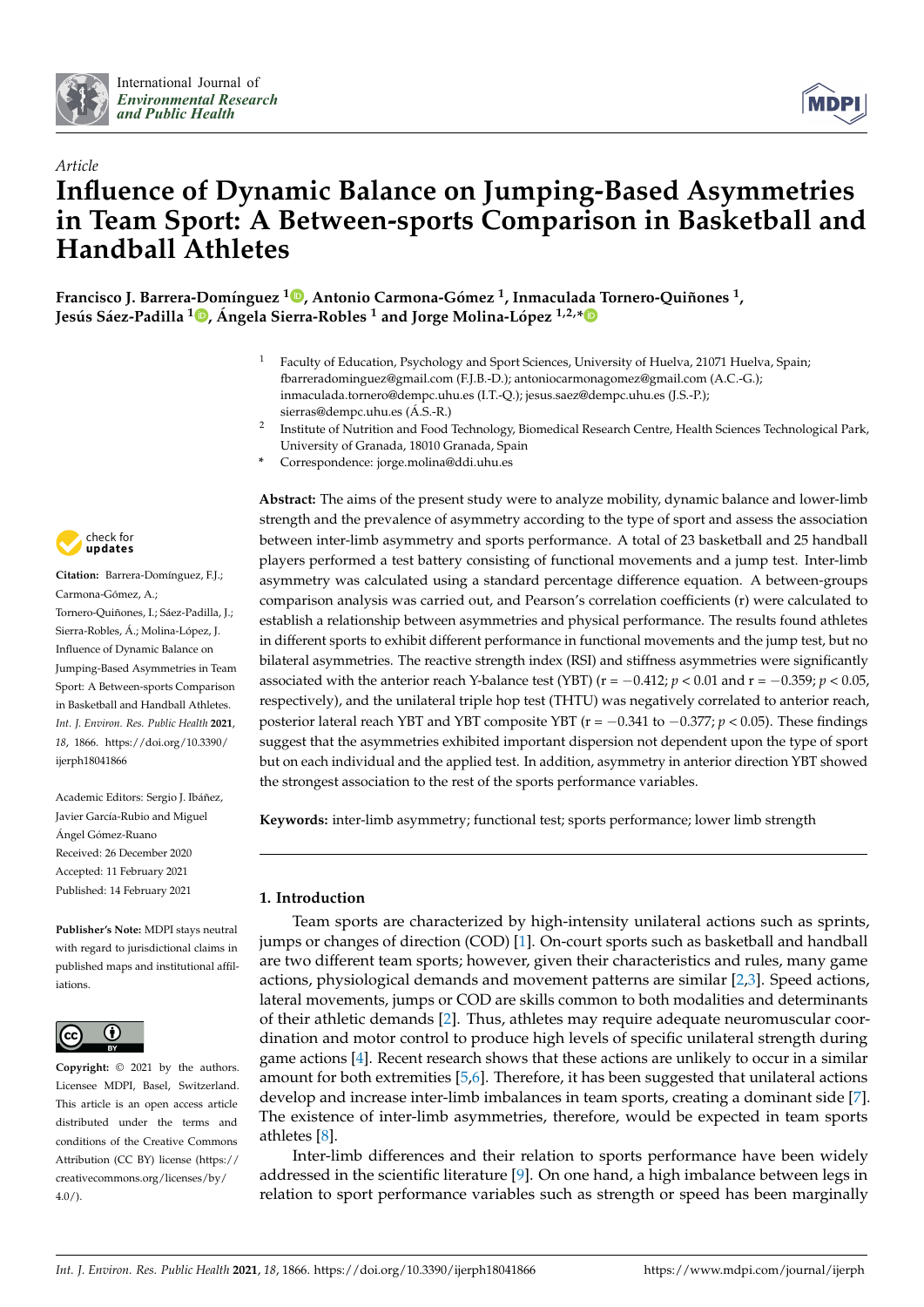International Journal of *Environmental Research and Public Health*

*Article*

# Influence of Dynamic Balance on Jumping-Based Asymmetries in Team Sport: A Between-sports Comparison in Basketball and Handball Athletes

**Francisco J. Barrera-Domínguez [1], Antonio Carmona-Gómez [1], Inmaculada Tornero-Quiñones [1], Jesús Sáez-Padilla [1], Ángela Sierra-Robles [1] and Jorge Molina-López [1,2,*]**

[1] Faculty of Education, Psychology and Sport Sciences, University of Huelva, 21071 Huelva, Spain; fbarreradominguez@gmail.com (F.J.B.-D.); antoniocarmonagomez@gmail.com (A.C.-G.); inmaculada.tornero@dempc.uhu.es (I.T.-Q.); jesus.saez@dempc.uhu.es (J.S.-P.); sierras@dempc.uhu.es (Á.S.-R.)

[2] Institute of Nutrition and Food Technology, Biomedical Research Centre, Health Sciences Technological Park, University of Granada, 18010 Granada, Spain

\* Correspondence: jorge.molina@ddi.uhu.es

**Citation:** Barrera-Domínguez, F.J.; Carmona-Gómez, A.; Tornero-Quiñones, I.; Sáez-Padilla, J.; Sierra-Robles, Á.; Molina-López, J. Influence of Dynamic Balance on Jumping-Based Asymmetries in Team Sport: A Between-sports Comparison in Basketball and Handball Athletes. *Int. J. Environ. Res. Public Health* **2021**, *18*, 1866. https://doi.org/10.3390/ijerph18041866

Academic Editors: Sergio J. Ibáñez, Javier García-Rubio and Miguel Ángel Gómez-Ruano

Received: 26 December 2020
Accepted: 11 February 2021
Published: 14 February 2021

**Publisher's Note:** MDPI stays neutral with regard to jurisdictional claims in published maps and institutional affiliations.

**Copyright:** © 2021 by the authors. Licensee MDPI, Basel, Switzerland. This article is an open access article distributed under the terms and conditions of the Creative Commons Attribution (CC BY) license (https://creativecommons.org/licenses/by/4.0/).

**Abstract:** The aims of the present study were to analyze mobility, dynamic balance and lower-limb strength and the prevalence of asymmetry according to the type of sport and assess the association between inter-limb asymmetry and sports performance. A total of 23 basketball and 25 handball players performed a test battery consisting of functional movements and a jump test. Inter-limb asymmetry was calculated using a standard percentage difference equation. A between-groups comparison analysis was carried out, and Pearson's correlation coefficients (r) were calculated to establish a relationship between asymmetries and physical performance. The results found athletes in different sports to exhibit different performance in functional movements and the jump test, but no bilateral asymmetries. The reactive strength index (RSI) and stiffness asymmetries were significantly associated with the anterior reach Y-balance test (YBT) ($r = -0.412$; $p < 0.01$ and $r = -0.359$; $p < 0.05$, respectively), and the unilateral triple hop test (THTU) was negatively correlated to anterior reach, posterior lateral reach YBT and YBT composite YBT ($r = -0.341$ to $-0.377$; $p < 0.05$). These findings suggest that the asymmetries exhibited important dispersion not dependent upon the type of sport but on each individual and the applied test. In addition, asymmetry in anterior direction YBT showed the strongest association to the rest of the sports performance variables.

**Keywords:** inter-limb asymmetry; functional test; sports performance; lower limb strength

## 1. Introduction

Team sports are characterized by high-intensity unilateral actions such as sprints, jumps or changes of direction (COD) [1]. On-court sports such as basketball and handball are two different team sports; however, given their characteristics and rules, many game actions, physiological demands and movement patterns are similar [2,3]. Speed actions, lateral movements, jumps or COD are skills common to both modalities and determinants of their athletic demands [2]. Thus, athletes may require adequate neuromuscular coordination and motor control to produce high levels of specific unilateral strength during game actions [4]. Recent research shows that these actions are unlikely to occur in a similar amount for both extremities [5,6]. Therefore, it has been suggested that unilateral actions develop and increase inter-limb imbalances in team sports, creating a dominant side [7]. The existence of inter-limb asymmetries, therefore, would be expected in team sports athletes [8].

Inter-limb differences and their relation to sports performance have been widely addressed in the scientific literature [9]. On one hand, a high imbalance between legs in relation to sport performance variables such as strength or speed has been marginally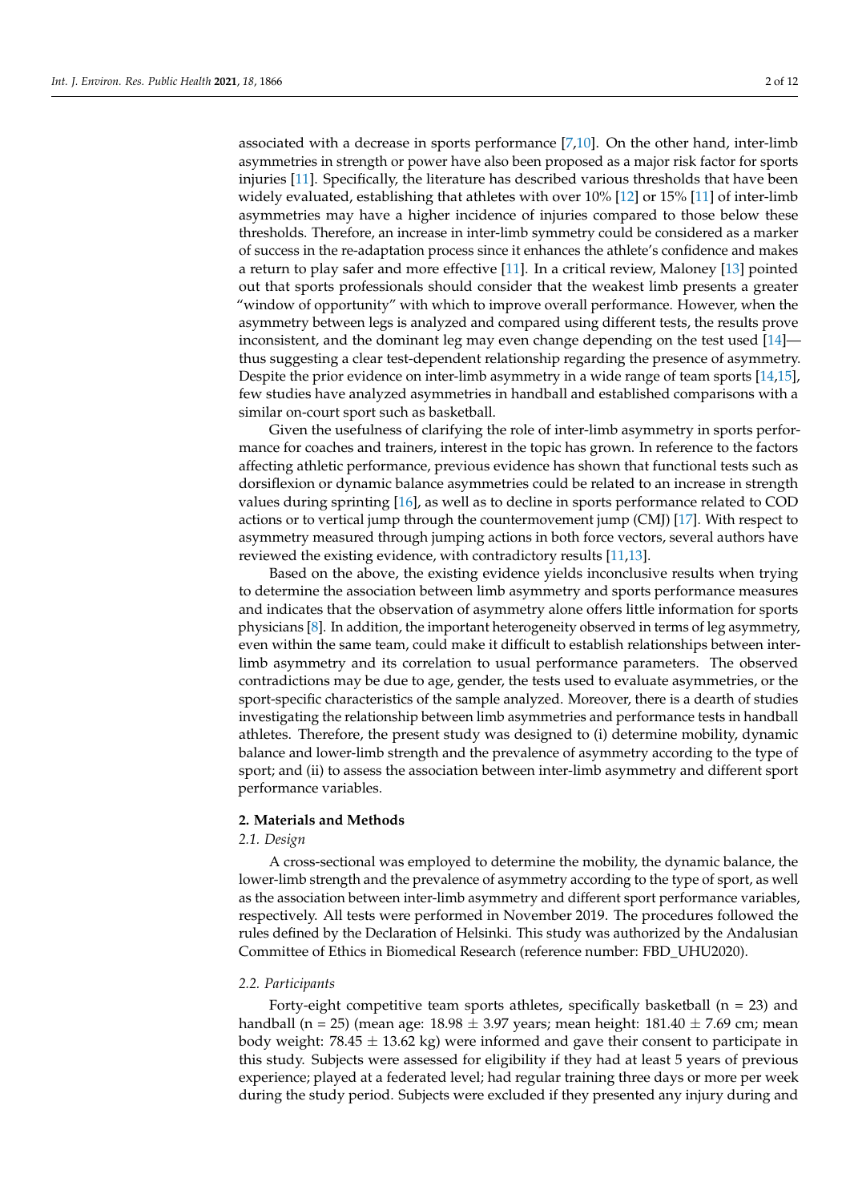associated with a decrease in sports performance [7,10]. On the other hand, inter-limb asymmetries in strength or power have also been proposed as a major risk factor for sports injuries [11]. Specifically, the literature has described various thresholds that have been widely evaluated, establishing that athletes with over 10% [12] or 15% [11] of inter-limb asymmetries may have a higher incidence of injuries compared to those below these thresholds. Therefore, an increase in inter-limb symmetry could be considered as a marker of success in the re-adaptation process since it enhances the athlete's confidence and makes a return to play safer and more effective [11]. In a critical review, Maloney [13] pointed out that sports professionals should consider that the weakest limb presents a greater "window of opportunity" with which to improve overall performance. However, when the asymmetry between legs is analyzed and compared using different tests, the results prove inconsistent, and the dominant leg may even change depending on the test used [14]—thus suggesting a clear test-dependent relationship regarding the presence of asymmetry. Despite the prior evidence on inter-limb asymmetry in a wide range of team sports [14,15], few studies have analyzed asymmetries in handball and established comparisons with a similar on-court sport such as basketball.

Given the usefulness of clarifying the role of inter-limb asymmetry in sports performance for coaches and trainers, interest in the topic has grown. In reference to the factors affecting athletic performance, previous evidence has shown that functional tests such as dorsiflexion or dynamic balance asymmetries could be related to an increase in strength values during sprinting [16], as well as to decline in sports performance related to COD actions or to vertical jump through the countermovement jump (CMJ) [17]. With respect to asymmetry measured through jumping actions in both force vectors, several authors have reviewed the existing evidence, with contradictory results [11,13].

Based on the above, the existing evidence yields inconclusive results when trying to determine the association between limb asymmetry and sports performance measures and indicates that the observation of asymmetry alone offers little information for sports physicians [8]. In addition, the important heterogeneity observed in terms of leg asymmetry, even within the same team, could make it difficult to establish relationships between inter-limb asymmetry and its correlation to usual performance parameters. The observed contradictions may be due to age, gender, the tests used to evaluate asymmetries, or the sport-specific characteristics of the sample analyzed. Moreover, there is a dearth of studies investigating the relationship between limb asymmetries and performance tests in handball athletes. Therefore, the present study was designed to (i) determine mobility, dynamic balance and lower-limb strength and the prevalence of asymmetry according to the type of sport; and (ii) to assess the association between inter-limb asymmetry and different sport performance variables.

## 2. Materials and Methods

### 2.1. Design

A cross-sectional was employed to determine the mobility, the dynamic balance, the lower-limb strength and the prevalence of asymmetry according to the type of sport, as well as the association between inter-limb asymmetry and different sport performance variables, respectively. All tests were performed in November 2019. The procedures followed the rules defined by the Declaration of Helsinki. This study was authorized by the Andalusian Committee of Ethics in Biomedical Research (reference number: FBD_UHU2020).

### 2.2. Participants

Forty-eight competitive team sports athletes, specifically basketball (n = 23) and handball (n = 25) (mean age: 18.98 ± 3.97 years; mean height: 181.40 ± 7.69 cm; mean body weight: 78.45 ± 13.62 kg) were informed and gave their consent to participate in this study. Subjects were assessed for eligibility if they had at least 5 years of previous experience; played at a federated level; had regular training three days or more per week during the study period. Subjects were excluded if they presented any injury during and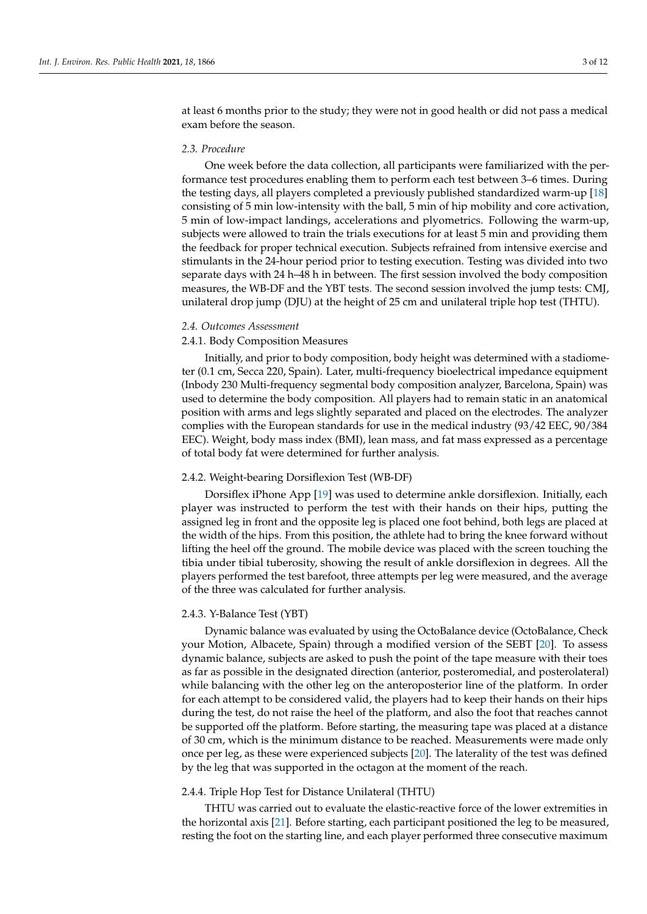at least 6 months prior to the study; they were not in good health or did not pass a medical exam before the season.

### 2.3. Procedure

One week before the data collection, all participants were familiarized with the performance test procedures enabling them to perform each test between 3–6 times. During the testing days, all players completed a previously published standardized warm-up [18] consisting of 5 min low-intensity with the ball, 5 min of hip mobility and core activation, 5 min of low-impact landings, accelerations and plyometrics. Following the warm-up, subjects were allowed to train the trials executions for at least 5 min and providing them the feedback for proper technical execution. Subjects refrained from intensive exercise and stimulants in the 24-hour period prior to testing execution. Testing was divided into two separate days with 24 h–48 h in between. The first session involved the body composition measures, the WB-DF and the YBT tests. The second session involved the jump tests: CMJ, unilateral drop jump (DJU) at the height of 25 cm and unilateral triple hop test (THTU).

### 2.4. Outcomes Assessment

#### 2.4.1. Body Composition Measures

Initially, and prior to body composition, body height was determined with a stadiometer (0.1 cm, Secca 220, Spain). Later, multi-frequency bioelectrical impedance equipment (Inbody 230 Multi-frequency segmental body composition analyzer, Barcelona, Spain) was used to determine the body composition. All players had to remain static in an anatomical position with arms and legs slightly separated and placed on the electrodes. The analyzer complies with the European standards for use in the medical industry (93/42 EEC, 90/384 EEC). Weight, body mass index (BMI), lean mass, and fat mass expressed as a percentage of total body fat were determined for further analysis.

#### 2.4.2. Weight-bearing Dorsiflexion Test (WB-DF)

Dorsiflex iPhone App [19] was used to determine ankle dorsiflexion. Initially, each player was instructed to perform the test with their hands on their hips, putting the assigned leg in front and the opposite leg is placed one foot behind, both legs are placed at the width of the hips. From this position, the athlete had to bring the knee forward without lifting the heel off the ground. The mobile device was placed with the screen touching the tibia under tibial tuberosity, showing the result of ankle dorsiflexion in degrees. All the players performed the test barefoot, three attempts per leg were measured, and the average of the three was calculated for further analysis.

#### 2.4.3. Y-Balance Test (YBT)

Dynamic balance was evaluated by using the OctoBalance device (OctoBalance, Check your Motion, Albacete, Spain) through a modified version of the SEBT [20]. To assess dynamic balance, subjects are asked to push the point of the tape measure with their toes as far as possible in the designated direction (anterior, posteromedial, and posterolateral) while balancing with the other leg on the anteroposterior line of the platform. In order for each attempt to be considered valid, the players had to keep their hands on their hips during the test, do not raise the heel of the platform, and also the foot that reaches cannot be supported off the platform. Before starting, the measuring tape was placed at a distance of 30 cm, which is the minimum distance to be reached. Measurements were made only once per leg, as these were experienced subjects [20]. The laterality of the test was defined by the leg that was supported in the octagon at the moment of the reach.

#### 2.4.4. Triple Hop Test for Distance Unilateral (THTU)

THTU was carried out to evaluate the elastic-reactive force of the lower extremities in the horizontal axis [21]. Before starting, each participant positioned the leg to be measured, resting the foot on the starting line, and each player performed three consecutive maximum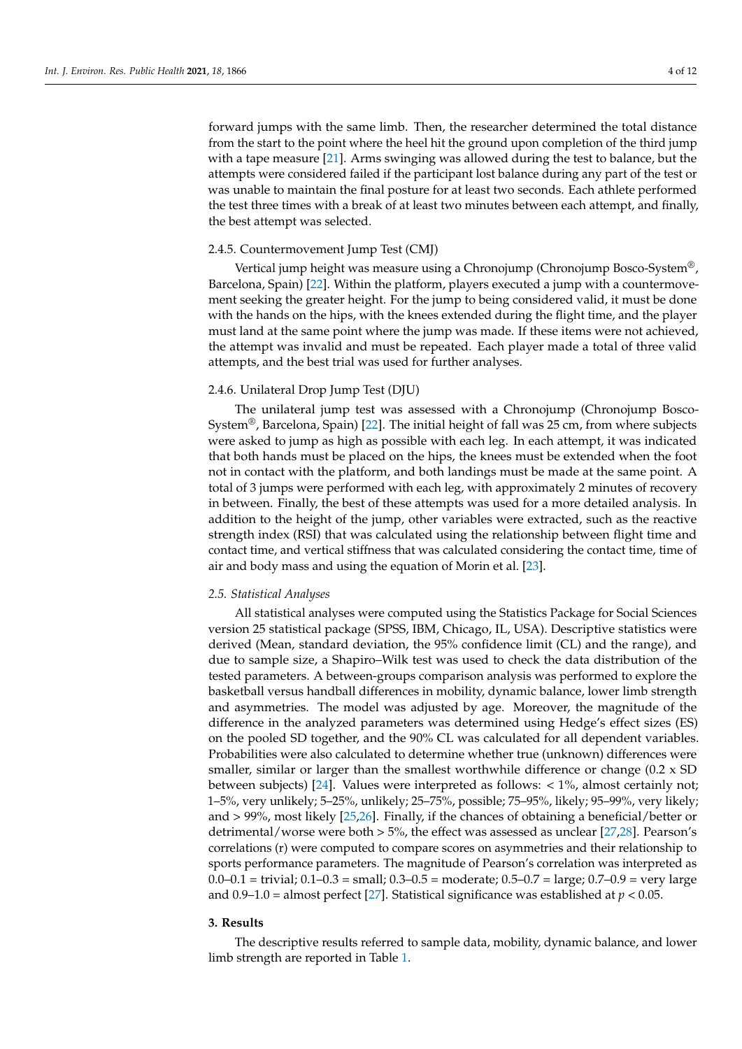forward jumps with the same limb. Then, the researcher determined the total distance from the start to the point where the heel hit the ground upon completion of the third jump with a tape measure [21]. Arms swinging was allowed during the test to balance, but the attempts were considered failed if the participant lost balance during any part of the test or was unable to maintain the final posture for at least two seconds. Each athlete performed the test three times with a break of at least two minutes between each attempt, and finally, the best attempt was selected.

#### 2.4.5. Countermovement Jump Test (CMJ)

Vertical jump height was measure using a Chronojump (Chronojump Bosco-System®, Barcelona, Spain) [22]. Within the platform, players executed a jump with a countermovement seeking the greater height. For the jump to being considered valid, it must be done with the hands on the hips, with the knees extended during the flight time, and the player must land at the same point where the jump was made. If these items were not achieved, the attempt was invalid and must be repeated. Each player made a total of three valid attempts, and the best trial was used for further analyses.

#### 2.4.6. Unilateral Drop Jump Test (DJU)

The unilateral jump test was assessed with a Chronojump (Chronojump Bosco-System®, Barcelona, Spain) [22]. The initial height of fall was 25 cm, from where subjects were asked to jump as high as possible with each leg. In each attempt, it was indicated that both hands must be placed on the hips, the knees must be extended when the foot not in contact with the platform, and both landings must be made at the same point. A total of 3 jumps were performed with each leg, with approximately 2 minutes of recovery in between. Finally, the best of these attempts was used for a more detailed analysis. In addition to the height of the jump, other variables were extracted, such as the reactive strength index (RSI) that was calculated using the relationship between flight time and contact time, and vertical stiffness that was calculated considering the contact time, time of air and body mass and using the equation of Morin et al. [23].

### *2.5. Statistical Analyses*

All statistical analyses were computed using the Statistics Package for Social Sciences version 25 statistical package (SPSS, IBM, Chicago, IL, USA). Descriptive statistics were derived (Mean, standard deviation, the 95% confidence limit (CL) and the range), and due to sample size, a Shapiro–Wilk test was used to check the data distribution of the tested parameters. A between-groups comparison analysis was performed to explore the basketball versus handball differences in mobility, dynamic balance, lower limb strength and asymmetries. The model was adjusted by age. Moreover, the magnitude of the difference in the analyzed parameters was determined using Hedge's effect sizes (ES) on the pooled SD together, and the 90% CL was calculated for all dependent variables. Probabilities were also calculated to determine whether true (unknown) differences were smaller, similar or larger than the smallest worthwhile difference or change (0.2 x SD between subjects) [24]. Values were interpreted as follows: < 1%, almost certainly not; 1–5%, very unlikely; 5–25%, unlikely; 25–75%, possible; 75–95%, likely; 95–99%, very likely; and > 99%, most likely [25,26]. Finally, if the chances of obtaining a beneficial/better or detrimental/worse were both > 5%, the effect was assessed as unclear [27,28]. Pearson's correlations (r) were computed to compare scores on asymmetries and their relationship to sports performance parameters. The magnitude of Pearson's correlation was interpreted as 0.0–0.1 = trivial; 0.1–0.3 = small; 0.3–0.5 = moderate; 0.5–0.7 = large; 0.7–0.9 = very large and 0.9–1.0 = almost perfect [27]. Statistical significance was established at $p < 0.05$.

## 3. Results

The descriptive results referred to sample data, mobility, dynamic balance, and lower limb strength are reported in Table 1.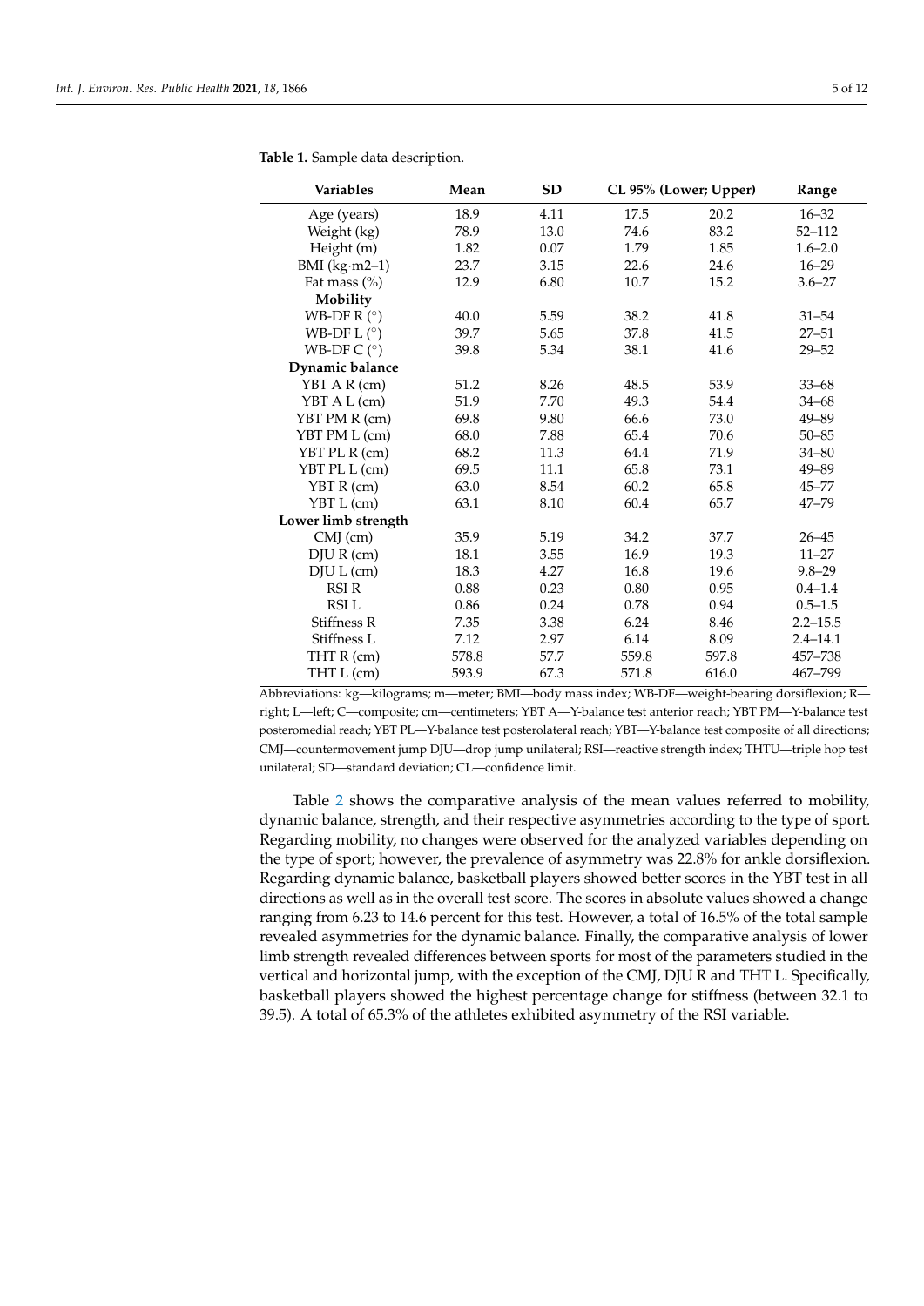**Table 1.** Sample data description.

| Variables | Mean | SD | CL 95% (Lower; Upper) | | Range |
|---|---|---|---|---|---|
| Age (years) | 18.9 | 4.11 | 17.5 | 20.2 | 16–32 |
| Weight (kg) | 78.9 | 13.0 | 74.6 | 83.2 | 52–112 |
| Height (m) | 1.82 | 0.07 | 1.79 | 1.85 | 1.6–2.0 |
| BMI (kg·m2–1) | 23.7 | 3.15 | 22.6 | 24.6 | 16–29 |
| Fat mass (%) | 12.9 | 6.80 | 10.7 | 15.2 | 3.6–27 |
| **Mobility** | | | | | |
| WB-DF R (°) | 40.0 | 5.59 | 38.2 | 41.8 | 31–54 |
| WB-DF L (°) | 39.7 | 5.65 | 37.8 | 41.5 | 27–51 |
| WB-DF C (°) | 39.8 | 5.34 | 38.1 | 41.6 | 29–52 |
| **Dynamic balance** | | | | | |
| YBT A R (cm) | 51.2 | 8.26 | 48.5 | 53.9 | 33–68 |
| YBT A L (cm) | 51.9 | 7.70 | 49.3 | 54.4 | 34–68 |
| YBT PM R (cm) | 69.8 | 9.80 | 66.6 | 73.0 | 49–89 |
| YBT PM L (cm) | 68.0 | 7.88 | 65.4 | 70.6 | 50–85 |
| YBT PL R (cm) | 68.2 | 11.3 | 64.4 | 71.9 | 34–80 |
| YBT PL L (cm) | 69.5 | 11.1 | 65.8 | 73.1 | 49–89 |
| YBT R (cm) | 63.0 | 8.54 | 60.2 | 65.8 | 45–77 |
| YBT L (cm) | 63.1 | 8.10 | 60.4 | 65.7 | 47–79 |
| **Lower limb strength** | | | | | |
| CMJ (cm) | 35.9 | 5.19 | 34.2 | 37.7 | 26–45 |
| DJU R (cm) | 18.1 | 3.55 | 16.9 | 19.3 | 11–27 |
| DJU L (cm) | 18.3 | 4.27 | 16.8 | 19.6 | 9.8–29 |
| RSI R | 0.88 | 0.23 | 0.80 | 0.95 | 0.4–1.4 |
| RSI L | 0.86 | 0.24 | 0.78 | 0.94 | 0.5–1.5 |
| Stiffness R | 7.35 | 3.38 | 6.24 | 8.46 | 2.2–15.5 |
| Stiffness L | 7.12 | 2.97 | 6.14 | 8.09 | 2.4–14.1 |
| THT R (cm) | 578.8 | 57.7 | 559.8 | 597.8 | 457–738 |
| THT L (cm) | 593.9 | 67.3 | 571.8 | 616.0 | 467–799 |

Abbreviations: kg—kilograms; m—meter; BMI—body mass index; WB-DF—weight-bearing dorsiflexion; R—right; L—left; C—composite; cm—centimeters; YBT A—Y-balance test anterior reach; YBT PM—Y-balance test posteromedial reach; YBT PL—Y-balance test posterolateral reach; YBT—Y-balance test composite of all directions; CMJ—countermovement jump DJU—drop jump unilateral; RSI—reactive strength index; THTU—triple hop test unilateral; SD—standard deviation; CL—confidence limit.

Table 2 shows the comparative analysis of the mean values referred to mobility, dynamic balance, strength, and their respective asymmetries according to the type of sport. Regarding mobility, no changes were observed for the analyzed variables depending on the type of sport; however, the prevalence of asymmetry was 22.8% for ankle dorsiflexion. Regarding dynamic balance, basketball players showed better scores in the YBT test in all directions as well as in the overall test score. The scores in absolute values showed a change ranging from 6.23 to 14.6 percent for this test. However, a total of 16.5% of the total sample revealed asymmetries for the dynamic balance. Finally, the comparative analysis of lower limb strength revealed differences between sports for most of the parameters studied in the vertical and horizontal jump, with the exception of the CMJ, DJU R and THT L. Specifically, basketball players showed the highest percentage change for stiffness (between 32.1 to 39.5). A total of 65.3% of the athletes exhibited asymmetry of the RSI variable.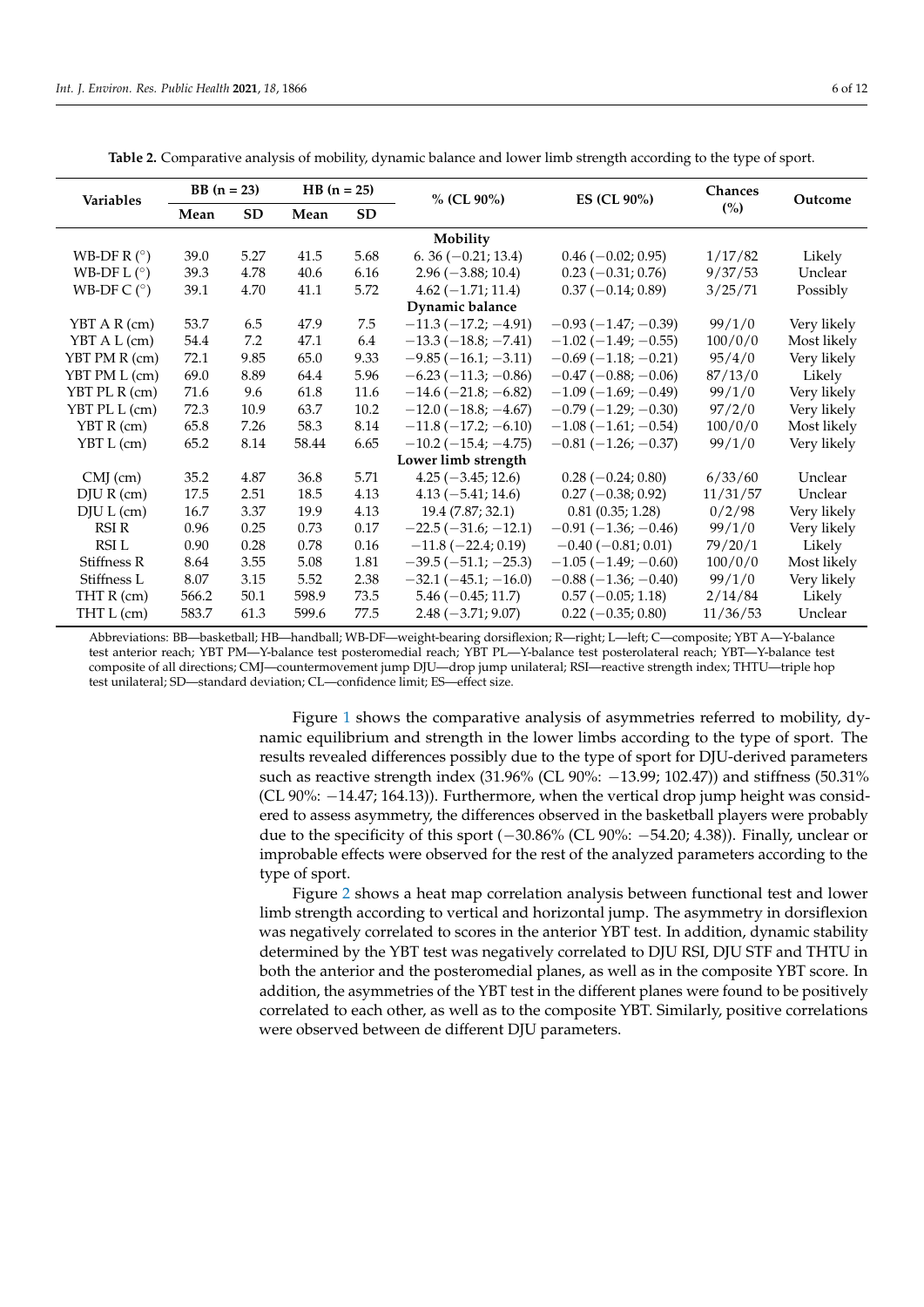**Table 2.** Comparative analysis of mobility, dynamic balance and lower limb strength according to the type of sport.

| Variables | BB (n = 23) | | HB (n = 25) | | % (CL 90%) | ES (CL 90%) | Chances (%) | Outcome |
|---|---|---|---|---|---|---|---|---|
| | Mean | SD | Mean | SD | | | | |
| **Mobility** | | | | | | | | |
| WB-DF R (°) | 39.0 | 5.27 | 41.5 | 5.68 | 6. 36 (−0.21; 13.4) | 0.46 (−0.02; 0.95) | 1/17/82 | Likely |
| WB-DF L (°) | 39.3 | 4.78 | 40.6 | 6.16 | 2.96 (−3.88; 10.4) | 0.23 (−0.31; 0.76) | 9/37/53 | Unclear |
| WB-DF C (°) | 39.1 | 4.70 | 41.1 | 5.72 | 4.62 (−1.71; 11.4) | 0.37 (−0.14; 0.89) | 3/25/71 | Possibly |
| **Dynamic balance** | | | | | | | | |
| YBT A R (cm) | 53.7 | 6.5 | 47.9 | 7.5 | −11.3 (−17.2; −4.91) | −0.93 (−1.47; −0.39) | 99/1/0 | Very likely |
| YBT A L (cm) | 54.4 | 7.2 | 47.1 | 6.4 | −13.3 (−18.8; −7.41) | −1.02 (−1.49; −0.55) | 100/0/0 | Most likely |
| YBT PM R (cm) | 72.1 | 9.85 | 65.0 | 9.33 | −9.85 (−16.1; −3.11) | −0.69 (−1.18; −0.21) | 95/4/0 | Very likely |
| YBT PM L (cm) | 69.0 | 8.89 | 64.4 | 5.96 | −6.23 (−11.3; −0.86) | −0.47 (−0.88; −0.06) | 87/13/0 | Likely |
| YBT PL R (cm) | 71.6 | 9.6 | 61.8 | 11.6 | −14.6 (−21.8; −6.82) | −1.09 (−1.69; −0.49) | 99/1/0 | Very likely |
| YBT PL L (cm) | 72.3 | 10.9 | 63.7 | 10.2 | −12.0 (−18.8; −4.67) | −0.79 (−1.29; −0.30) | 97/2/0 | Very likely |
| YBT R (cm) | 65.8 | 7.26 | 58.3 | 8.14 | −11.8 (−17.2; −6.10) | −1.08 (−1.61; −0.54) | 100/0/0 | Most likely |
| YBT L (cm) | 65.2 | 8.14 | 58.44 | 6.65 | −10.2 (−15.4; −4.75) | −0.81 (−1.26; −0.37) | 99/1/0 | Very likely |
| **Lower limb strength** | | | | | | | | |
| CMJ (cm) | 35.2 | 4.87 | 36.8 | 5.71 | 4.25 (−3.45; 12.6) | 0.28 (−0.24; 0.80) | 6/33/60 | Unclear |
| DJU R (cm) | 17.5 | 2.51 | 18.5 | 4.13 | 4.13 (−5.41; 14.6) | 0.27 (−0.38; 0.92) | 11/31/57 | Unclear |
| DJU L (cm) | 16.7 | 3.37 | 19.9 | 4.13 | 19.4 (7.87; 32.1) | 0.81 (0.35; 1.28) | 0/2/98 | Very likely |
| RSI R | 0.96 | 0.25 | 0.73 | 0.17 | −22.5 (−31.6; −12.1) | −0.91 (−1.36; −0.46) | 99/1/0 | Very likely |
| RSI L | 0.90 | 0.28 | 0.78 | 0.16 | −11.8 (−22.4; 0.19) | −0.40 (−0.81; 0.01) | 79/20/1 | Likely |
| Stiffness R | 8.64 | 3.55 | 5.08 | 1.81 | −39.5 (−51.1; −25.3) | −1.05 (−1.49; −0.60) | 100/0/0 | Most likely |
| Stiffness L | 8.07 | 3.15 | 5.52 | 2.38 | −32.1 (−45.1; −16.0) | −0.88 (−1.36; −0.40) | 99/1/0 | Very likely |
| THT R (cm) | 566.2 | 50.1 | 598.9 | 73.5 | 5.46 (−0.45; 11.7) | 0.57 (−0.05; 1.18) | 2/14/84 | Likely |
| THT L (cm) | 583.7 | 61.3 | 599.6 | 77.5 | 2.48 (−3.71; 9.07) | 0.22 (−0.35; 0.80) | 11/36/53 | Unclear |

Abbreviations: BB—basketball; HB—handball; WB-DF—weight-bearing dorsiflexion; R—right; L—left; C—composite; YBT A—Y-balance test anterior reach; YBT PM—Y-balance test posteromedial reach; YBT PL—Y-balance test posterolateral reach; YBT—Y-balance test composite of all directions; CMJ—countermovement jump DJU—drop jump unilateral; RSI—reactive strength index; THTU—triple hop test unilateral; SD—standard deviation; CL—confidence limit; ES—effect size.

Figure 1 shows the comparative analysis of asymmetries referred to mobility, dynamic equilibrium and strength in the lower limbs according to the type of sport. The results revealed differences possibly due to the type of sport for DJU-derived parameters such as reactive strength index (31.96% (CL 90%: −13.99; 102.47)) and stiffness (50.31% (CL 90%: −14.47; 164.13)). Furthermore, when the vertical drop jump height was considered to assess asymmetry, the differences observed in the basketball players were probably due to the specificity of this sport (−30.86% (CL 90%: −54.20; 4.38)). Finally, unclear or improbable effects were observed for the rest of the analyzed parameters according to the type of sport.

Figure 2 shows a heat map correlation analysis between functional test and lower limb strength according to vertical and horizontal jump. The asymmetry in dorsiflexion was negatively correlated to scores in the anterior YBT test. In addition, dynamic stability determined by the YBT test was negatively correlated to DJU RSI, DJU STF and THTU in both the anterior and the posteromedial planes, as well as in the composite YBT score. In addition, the asymmetries of the YBT test in the different planes were found to be positively correlated to each other, as well as to the composite YBT. Similarly, positive correlations were observed between de different DJU parameters.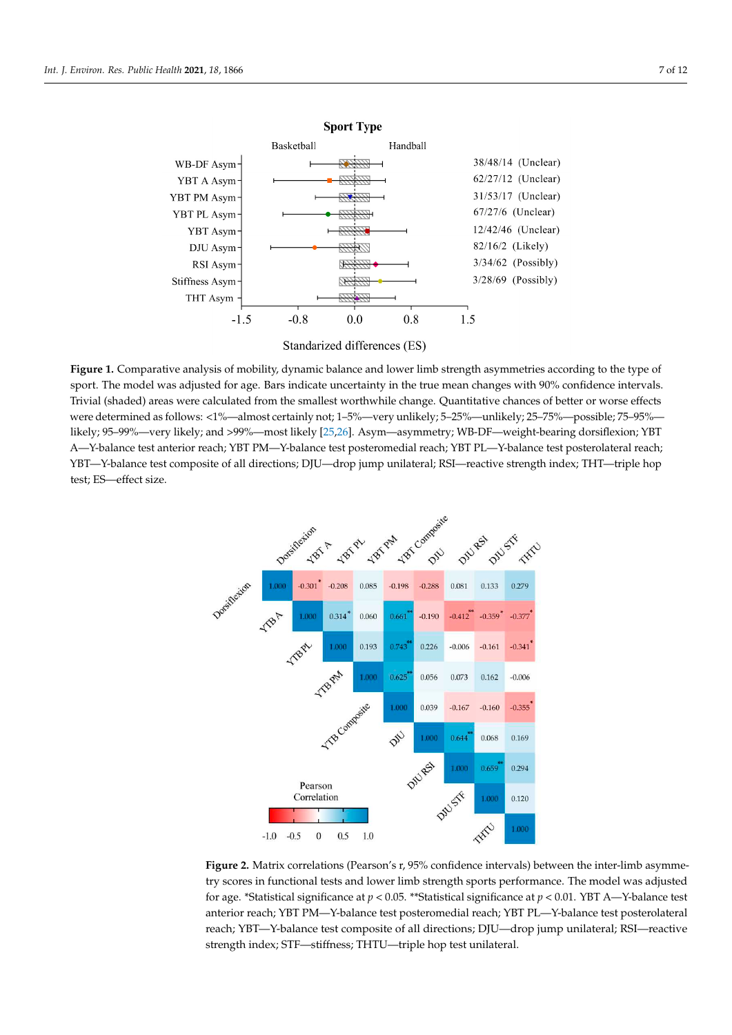**Figure 1.** Comparative analysis of mobility, dynamic balance and lower limb strength asymmetries according to the type of sport. The model was adjusted for age. Bars indicate uncertainty in the true mean changes with 90% confidence intervals. Trivial (shaded) areas were calculated from the smallest worthwhile change. Quantitative chances of better or worse effects were determined as follows: <1%—almost certainly not; 1–5%—very unlikely; 5–25%—unlikely; 25–75%—possible; 75–95%—likely; 95–99%—very likely; and >99%—most likely [25,26]. Asym—asymmetry; WB-DF—weight-bearing dorsiflexion; YBT A—Y-balance test anterior reach; YBT PM—Y-balance test posteromedial reach; YBT PL—Y-balance test posterolateral reach; YBT—Y-balance test composite of all directions; DJU—drop jump unilateral; RSI—reactive strength index; THT—triple hop test; ES—effect size.

**Figure 2.** Matrix correlations (Pearson's r, 95% confidence intervals) between the inter-limb asymmetry scores in functional tests and lower limb strength sports performance. The model was adjusted for age. *Statistical significance at $p < 0.05$. **Statistical significance at $p < 0.01$. YBT A—Y-balance test anterior reach; YBT PM—Y-balance test posteromedial reach; YBT PL—Y-balance test posterolateral reach; YBT—Y-balance test composite of all directions; DJU—drop jump unilateral; RSI—reactive strength index; STF—stiffness; THTU—triple hop test unilateral.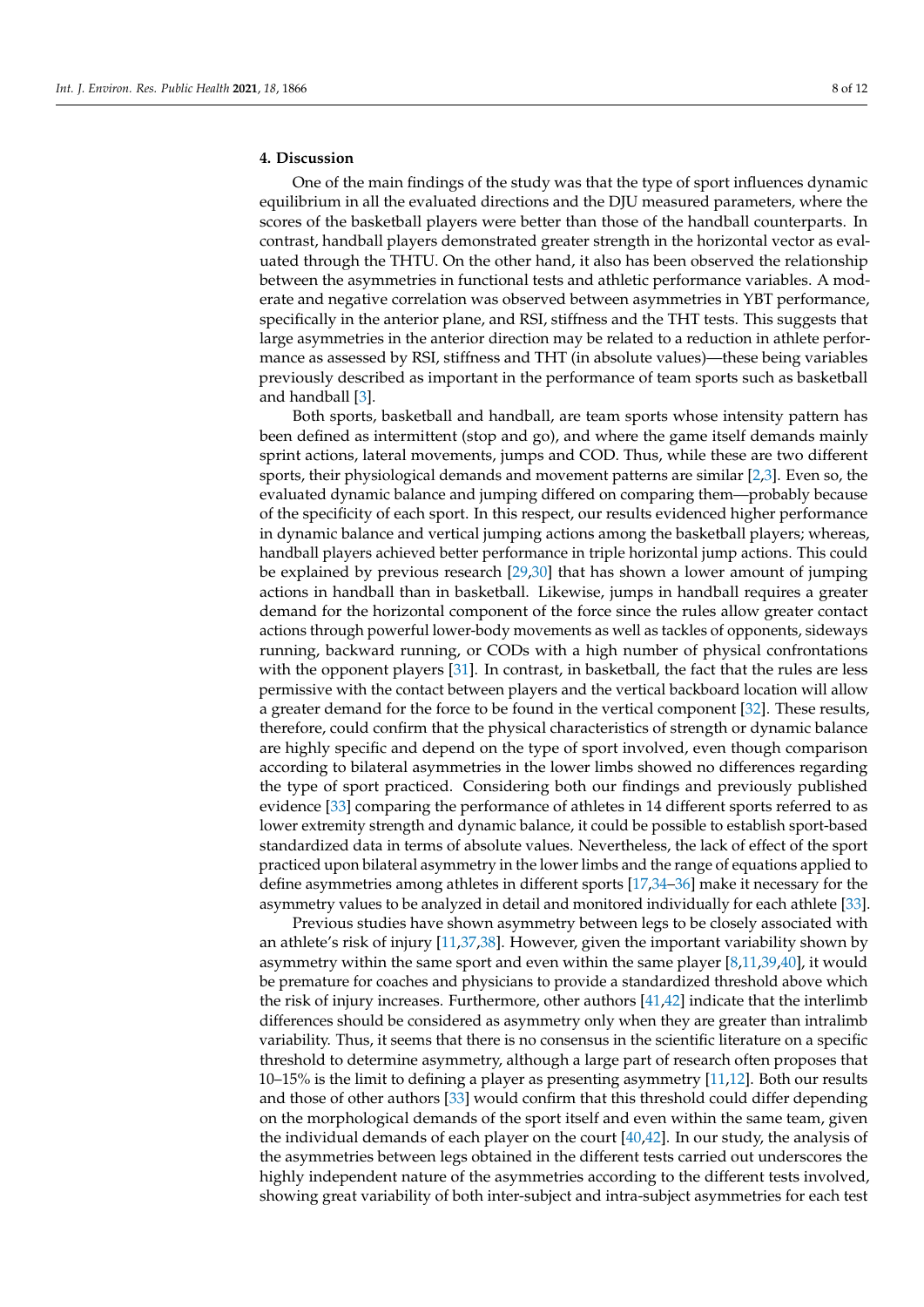## 4. Discussion

One of the main findings of the study was that the type of sport influences dynamic equilibrium in all the evaluated directions and the DJU measured parameters, where the scores of the basketball players were better than those of the handball counterparts. In contrast, handball players demonstrated greater strength in the horizontal vector as evaluated through the THTU. On the other hand, it also has been observed the relationship between the asymmetries in functional tests and athletic performance variables. A moderate and negative correlation was observed between asymmetries in YBT performance, specifically in the anterior plane, and RSI, stiffness and the THT tests. This suggests that large asymmetries in the anterior direction may be related to a reduction in athlete performance as assessed by RSI, stiffness and THT (in absolute values)—these being variables previously described as important in the performance of team sports such as basketball and handball [3].

Both sports, basketball and handball, are team sports whose intensity pattern has been defined as intermittent (stop and go), and where the game itself demands mainly sprint actions, lateral movements, jumps and COD. Thus, while these are two different sports, their physiological demands and movement patterns are similar [2,3]. Even so, the evaluated dynamic balance and jumping differed on comparing them—probably because of the specificity of each sport. In this respect, our results evidenced higher performance in dynamic balance and vertical jumping actions among the basketball players; whereas, handball players achieved better performance in triple horizontal jump actions. This could be explained by previous research [29,30] that has shown a lower amount of jumping actions in handball than in basketball. Likewise, jumps in handball requires a greater demand for the horizontal component of the force since the rules allow greater contact actions through powerful lower-body movements as well as tackles of opponents, sideways running, backward running, or CODs with a high number of physical confrontations with the opponent players [31]. In contrast, in basketball, the fact that the rules are less permissive with the contact between players and the vertical backboard location will allow a greater demand for the force to be found in the vertical component [32]. These results, therefore, could confirm that the physical characteristics of strength or dynamic balance are highly specific and depend on the type of sport involved, even though comparison according to bilateral asymmetries in the lower limbs showed no differences regarding the type of sport practiced. Considering both our findings and previously published evidence [33] comparing the performance of athletes in 14 different sports referred to as lower extremity strength and dynamic balance, it could be possible to establish sport-based standardized data in terms of absolute values. Nevertheless, the lack of effect of the sport practiced upon bilateral asymmetry in the lower limbs and the range of equations applied to define asymmetries among athletes in different sports [17,34–36] make it necessary for the asymmetry values to be analyzed in detail and monitored individually for each athlete [33].

Previous studies have shown asymmetry between legs to be closely associated with an athlete's risk of injury [11,37,38]. However, given the important variability shown by asymmetry within the same sport and even within the same player [8,11,39,40], it would be premature for coaches and physicians to provide a standardized threshold above which the risk of injury increases. Furthermore, other authors [41,42] indicate that the interlimb differences should be considered as asymmetry only when they are greater than intralimb variability. Thus, it seems that there is no consensus in the scientific literature on a specific threshold to determine asymmetry, although a large part of research often proposes that 10–15% is the limit to defining a player as presenting asymmetry [11,12]. Both our results and those of other authors [33] would confirm that this threshold could differ depending on the morphological demands of the sport itself and even within the same team, given the individual demands of each player on the court [40,42]. In our study, the analysis of the asymmetries between legs obtained in the different tests carried out underscores the highly independent nature of the asymmetries according to the different tests involved, showing great variability of both inter-subject and intra-subject asymmetries for each test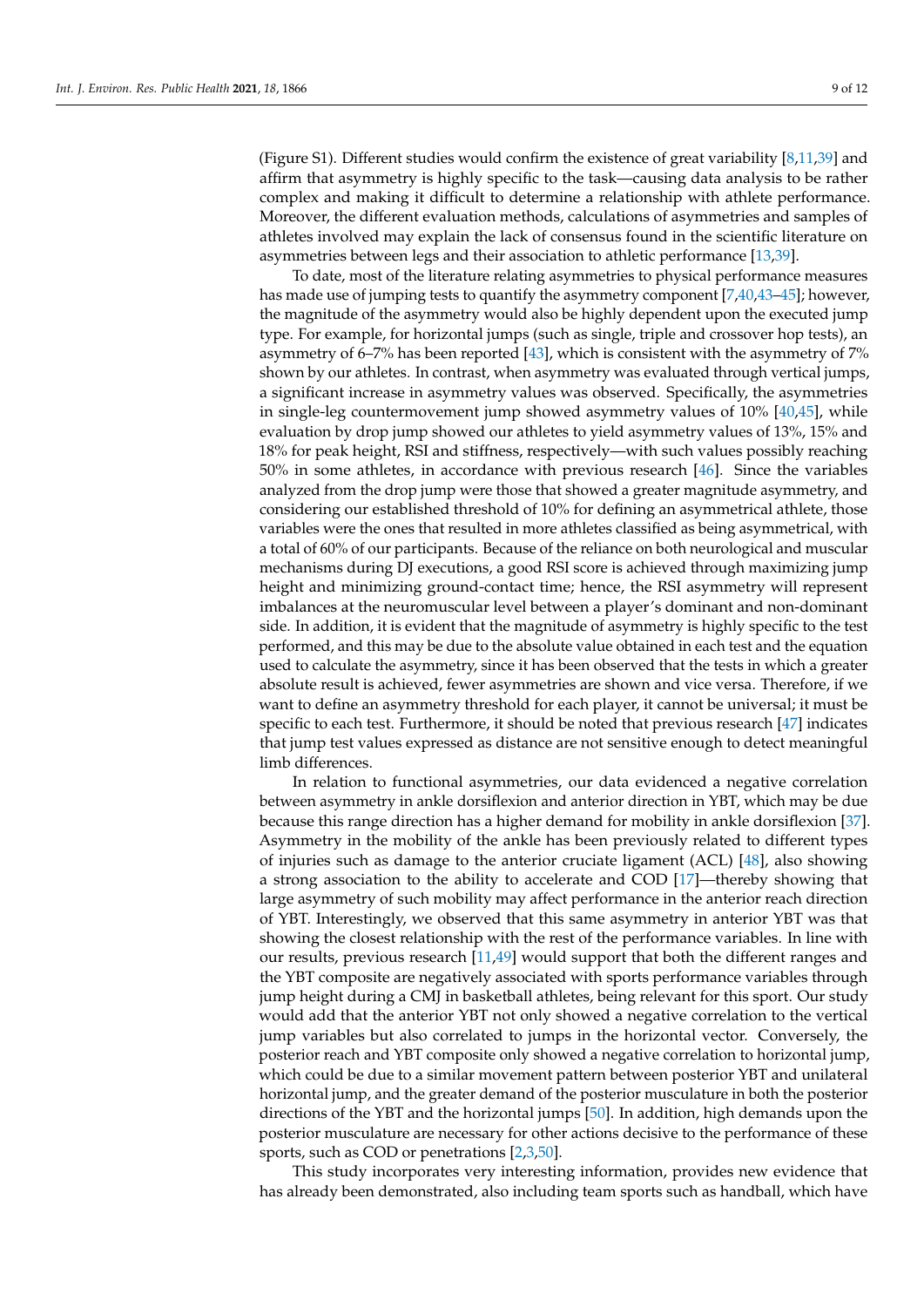(Figure S1). Different studies would confirm the existence of great variability [8,11,39] and affirm that asymmetry is highly specific to the task—causing data analysis to be rather complex and making it difficult to determine a relationship with athlete performance. Moreover, the different evaluation methods, calculations of asymmetries and samples of athletes involved may explain the lack of consensus found in the scientific literature on asymmetries between legs and their association to athletic performance [13,39].

To date, most of the literature relating asymmetries to physical performance measures has made use of jumping tests to quantify the asymmetry component [7,40,43–45]; however, the magnitude of the asymmetry would also be highly dependent upon the executed jump type. For example, for horizontal jumps (such as single, triple and crossover hop tests), an asymmetry of 6–7% has been reported [43], which is consistent with the asymmetry of 7% shown by our athletes. In contrast, when asymmetry was evaluated through vertical jumps, a significant increase in asymmetry values was observed. Specifically, the asymmetries in single-leg countermovement jump showed asymmetry values of 10% [40,45], while evaluation by drop jump showed our athletes to yield asymmetry values of 13%, 15% and 18% for peak height, RSI and stiffness, respectively—with such values possibly reaching 50% in some athletes, in accordance with previous research [46]. Since the variables analyzed from the drop jump were those that showed a greater magnitude asymmetry, and considering our established threshold of 10% for defining an asymmetrical athlete, those variables were the ones that resulted in more athletes classified as being asymmetrical, with a total of 60% of our participants. Because of the reliance on both neurological and muscular mechanisms during DJ executions, a good RSI score is achieved through maximizing jump height and minimizing ground-contact time; hence, the RSI asymmetry will represent imbalances at the neuromuscular level between a player's dominant and non-dominant side. In addition, it is evident that the magnitude of asymmetry is highly specific to the test performed, and this may be due to the absolute value obtained in each test and the equation used to calculate the asymmetry, since it has been observed that the tests in which a greater absolute result is achieved, fewer asymmetries are shown and vice versa. Therefore, if we want to define an asymmetry threshold for each player, it cannot be universal; it must be specific to each test. Furthermore, it should be noted that previous research [47] indicates that jump test values expressed as distance are not sensitive enough to detect meaningful limb differences.

In relation to functional asymmetries, our data evidenced a negative correlation between asymmetry in ankle dorsiflexion and anterior direction in YBT, which may be due because this range direction has a higher demand for mobility in ankle dorsiflexion [37]. Asymmetry in the mobility of the ankle has been previously related to different types of injuries such as damage to the anterior cruciate ligament (ACL) [48], also showing a strong association to the ability to accelerate and COD [17]—thereby showing that large asymmetry of such mobility may affect performance in the anterior reach direction of YBT. Interestingly, we observed that this same asymmetry in anterior YBT was that showing the closest relationship with the rest of the performance variables. In line with our results, previous research [11,49] would support that both the different ranges and the YBT composite are negatively associated with sports performance variables through jump height during a CMJ in basketball athletes, being relevant for this sport. Our study would add that the anterior YBT not only showed a negative correlation to the vertical jump variables but also correlated to jumps in the horizontal vector. Conversely, the posterior reach and YBT composite only showed a negative correlation to horizontal jump, which could be due to a similar movement pattern between posterior YBT and unilateral horizontal jump, and the greater demand of the posterior musculature in both the posterior directions of the YBT and the horizontal jumps [50]. In addition, high demands upon the posterior musculature are necessary for other actions decisive to the performance of these sports, such as COD or penetrations [2,3,50].

This study incorporates very interesting information, provides new evidence that has already been demonstrated, also including team sports such as handball, which have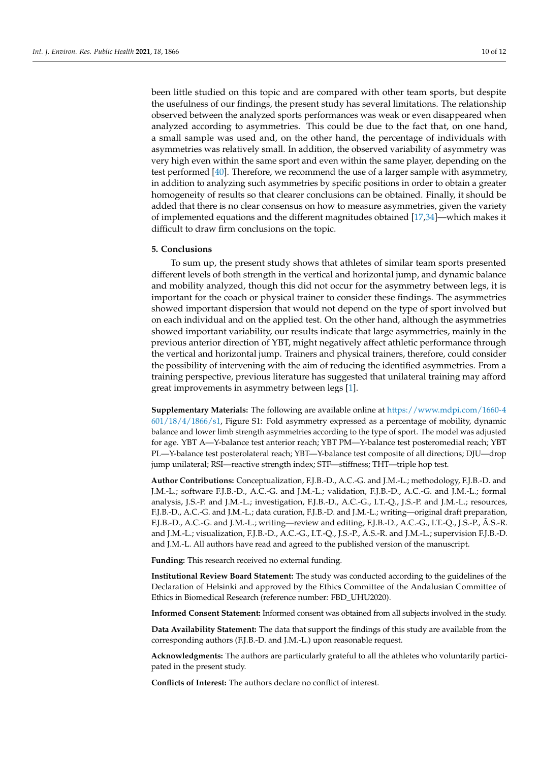been little studied on this topic and are compared with other team sports, but despite the usefulness of our findings, the present study has several limitations. The relationship observed between the analyzed sports performances was weak or even disappeared when analyzed according to asymmetries. This could be due to the fact that, on one hand, a small sample was used and, on the other hand, the percentage of individuals with asymmetries was relatively small. In addition, the observed variability of asymmetry was very high even within the same sport and even within the same player, depending on the test performed [40]. Therefore, we recommend the use of a larger sample with asymmetry, in addition to analyzing such asymmetries by specific positions in order to obtain a greater homogeneity of results so that clearer conclusions can be obtained. Finally, it should be added that there is no clear consensus on how to measure asymmetries, given the variety of implemented equations and the different magnitudes obtained [17,34]—which makes it difficult to draw firm conclusions on the topic.

## 5. Conclusions

To sum up, the present study shows that athletes of similar team sports presented different levels of both strength in the vertical and horizontal jump, and dynamic balance and mobility analyzed, though this did not occur for the asymmetry between legs, it is important for the coach or physical trainer to consider these findings. The asymmetries showed important dispersion that would not depend on the type of sport involved but on each individual and on the applied test. On the other hand, although the asymmetries showed important variability, our results indicate that large asymmetries, mainly in the previous anterior direction of YBT, might negatively affect athletic performance through the vertical and horizontal jump. Trainers and physical trainers, therefore, could consider the possibility of intervening with the aim of reducing the identified asymmetries. From a training perspective, previous literature has suggested that unilateral training may afford great improvements in asymmetry between legs [1].

**Supplementary Materials:** The following are available online at https://www.mdpi.com/1660-4601/18/4/1866/s1, Figure S1: Fold asymmetry expressed as a percentage of mobility, dynamic balance and lower limb strength asymmetries according to the type of sport. The model was adjusted for age. YBT A—Y-balance test anterior reach; YBT PM—Y-balance test posteromedial reach; YBT PL—Y-balance test posterolateral reach; YBT—Y-balance test composite of all directions; DJU—drop jump unilateral; RSI—reactive strength index; STF—stiffness; THT—triple hop test.

**Author Contributions:** Conceptualization, F.J.B.-D., A.C.-G. and J.M.-L.; methodology, F.J.B.-D. and J.M.-L.; software F.J.B.-D., A.C.-G. and J.M.-L.; validation, F.J.B.-D., A.C.-G. and J.M.-L.; formal analysis, J.S.-P. and J.M.-L.; investigation, F.J.B.-D., A.C.-G., I.T.-Q., J.S.-P. and J.M.-L.; resources, F.J.B.-D., A.C.-G. and J.M.-L.; data curation, F.J.B.-D. and J.M.-L.; writing—original draft preparation, F.J.B.-D., A.C.-G. and J.M.-L.; writing—review and editing, F.J.B.-D., A.C.-G., I.T.-Q., J.S.-P., Á.S.-R. and J.M.-L.; visualization, F.J.B.-D., A.C.-G., I.T.-Q., J.S.-P., Á.S.-R. and J.M.-L.; supervision F.J.B.-D. and J.M.-L. All authors have read and agreed to the published version of the manuscript.

**Funding:** This research received no external funding.

**Institutional Review Board Statement:** The study was conducted according to the guidelines of the Declaration of Helsinki and approved by the Ethics Committee of the Andalusian Committee of Ethics in Biomedical Research (reference number: FBD_UHU2020).

**Informed Consent Statement:** Informed consent was obtained from all subjects involved in the study.

**Data Availability Statement:** The data that support the findings of this study are available from the corresponding authors (F.J.B.-D. and J.M.-L.) upon reasonable request.

**Acknowledgments:** The authors are particularly grateful to all the athletes who voluntarily participated in the present study.

**Conflicts of Interest:** The authors declare no conflict of interest.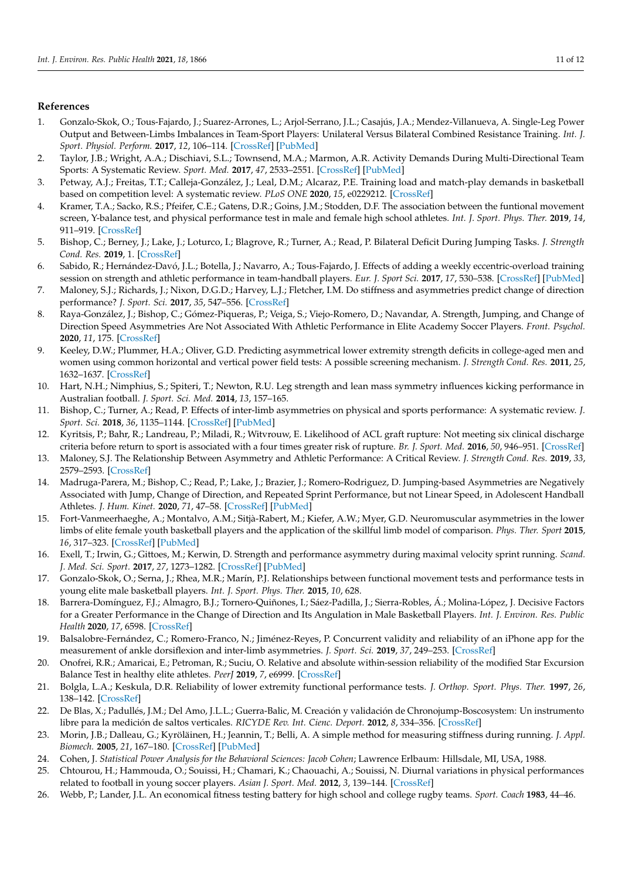## References

1. Gonzalo-Skok, O.; Tous-Fajardo, J.; Suarez-Arrones, L.; Arjol-Serrano, J.L.; Casajús, J.A.; Mendez-Villanueva, A. Single-Leg Power Output and Between-Limbs Imbalances in Team-Sport Players: Unilateral Versus Bilateral Combined Resistance Training. *Int. J. Sport. Physiol. Perform.* **2017**, *12*, 106–114. [CrossRef] [PubMed]
2. Taylor, J.B.; Wright, A.A.; Dischiavi, S.L.; Townsend, M.A.; Marmon, A.R. Activity Demands During Multi-Directional Team Sports: A Systematic Review. *Sport. Med.* **2017**, *47*, 2533–2551. [CrossRef] [PubMed]
3. Petway, A.J.; Freitas, T.T.; Calleja-González, J.; Leal, D.M.; Alcaraz, P.E. Training load and match-play demands in basketball based on competition level: A systematic review. *PLoS ONE* **2020**, *15*, e0229212. [CrossRef]
4. Kramer, T.A.; Sacko, R.S.; Pfeifer, C.E.; Gatens, D.R.; Goins, J.M.; Stodden, D.F. The association between the funtional movement screen, Y-balance test, and physical performance test in male and female high school athletes. *Int. J. Sport. Phys. Ther.* **2019**, *14*, 911–919. [CrossRef]
5. Bishop, C.; Berney, J.; Lake, J.; Loturco, I.; Blagrove, R.; Turner, A.; Read, P. Bilateral Deficit During Jumping Tasks. *J. Strength Cond. Res.* **2019**, 1. [CrossRef]
6. Sabido, R.; Hernández-Davó, J.L.; Botella, J.; Navarro, A.; Tous-Fajardo, J. Effects of adding a weekly eccentric-overload training session on strength and athletic performance in team-handball players. *Eur. J. Sport Sci.* **2017**, *17*, 530–538. [CrossRef] [PubMed]
7. Maloney, S.J.; Richards, J.; Nixon, D.G.D.; Harvey, L.J.; Fletcher, I.M. Do stiffness and asymmetries predict change of direction performance? *J. Sport. Sci.* **2017**, *35*, 547–556. [CrossRef]
8. Raya-González, J.; Bishop, C.; Gómez-Piqueras, P.; Veiga, S.; Viejo-Romero, D.; Navandar, A. Strength, Jumping, and Change of Direction Speed Asymmetries Are Not Associated With Athletic Performance in Elite Academy Soccer Players. *Front. Psychol.* **2020**, *11*, 175. [CrossRef]
9. Keeley, D.W.; Plummer, H.A.; Oliver, G.D. Predicting asymmetrical lower extremity strength deficits in college-aged men and women using common horizontal and vertical power field tests: A possible screening mechanism. *J. Strength Cond. Res.* **2011**, *25*, 1632–1637. [CrossRef]
10. Hart, N.H.; Nimphius, S.; Spiteri, T.; Newton, R.U. Leg strength and lean mass symmetry influences kicking performance in Australian football. *J. Sport. Sci. Med.* **2014**, *13*, 157–165.
11. Bishop, C.; Turner, A.; Read, P. Effects of inter-limb asymmetries on physical and sports performance: A systematic review. *J. Sport. Sci.* **2018**, *36*, 1135–1144. [CrossRef] [PubMed]
12. Kyritsis, P.; Bahr, R.; Landreau, P.; Miladi, R.; Witvrouw, E. Likelihood of ACL graft rupture: Not meeting six clinical discharge criteria before return to sport is associated with a four times greater risk of rupture. *Br. J. Sport. Med.* **2016**, *50*, 946–951. [CrossRef]
13. Maloney, S.J. The Relationship Between Asymmetry and Athletic Performance: A Critical Review. *J. Strength Cond. Res.* **2019**, *33*, 2579–2593. [CrossRef]
14. Madruga-Parera, M.; Bishop, C.; Read, P.; Lake, J.; Brazier, J.; Romero-Rodriguez, D. Jumping-based Asymmetries are Negatively Associated with Jump, Change of Direction, and Repeated Sprint Performance, but not Linear Speed, in Adolescent Handball Athletes. *J. Hum. Kinet.* **2020**, *71*, 47–58. [CrossRef] [PubMed]
15. Fort-Vanmeerhaeghe, A.; Montalvo, A.M.; Sitjà-Rabert, M.; Kiefer, A.W.; Myer, G.D. Neuromuscular asymmetries in the lower limbs of elite female youth basketball players and the application of the skillful limb model of comparison. *Phys. Ther. Sport* **2015**, *16*, 317–323. [CrossRef] [PubMed]
16. Exell, T.; Irwin, G.; Gittoes, M.; Kerwin, D. Strength and performance asymmetry during maximal velocity sprint running. *Scand. J. Med. Sci. Sport.* **2017**, *27*, 1273–1282. [CrossRef] [PubMed]
17. Gonzalo-Skok, O.; Serna, J.; Rhea, M.R.; Marín, P.J. Relationships between functional movement tests and performance tests in young elite male basketball players. *Int. J. Sport. Phys. Ther.* **2015**, *10*, 628.
18. Barrera-Domínguez, F.J.; Almagro, B.J.; Tornero-Quiñones, I.; Sáez-Padilla, J.; Sierra-Robles, Á.; Molina-López, J. Decisive Factors for a Greater Performance in the Change of Direction and Its Angulation in Male Basketball Players. *Int. J. Environ. Res. Public Health* **2020**, *17*, 6598. [CrossRef]
19. Balsalobre-Fernández, C.; Romero-Franco, N.; Jiménez-Reyes, P. Concurrent validity and reliability of an iPhone app for the measurement of ankle dorsiflexion and inter-limb asymmetries. *J. Sport. Sci.* **2019**, *37*, 249–253. [CrossRef]
20. Onofrei, R.R.; Amaricai, E.; Petroman, R.; Suciu, O. Relative and absolute within-session reliability of the modified Star Excursion Balance Test in healthy elite athletes. *PeerJ* **2019**, *7*, e6999. [CrossRef]
21. Bolgla, L.A.; Keskula, D.R. Reliability of lower extremity functional performance tests. *J. Orthop. Sport. Phys. Ther.* **1997**, *26*, 138–142. [CrossRef]
22. De Blas, X.; Padullés, J.M.; Del Amo, J.L.L.; Guerra-Balic, M. Creación y validación de Chronojump-Boscosystem: Un instrumento libre para la medición de saltos verticales. *RICYDE Rev. Int. Cienc. Deport.* **2012**, *8*, 334–356. [CrossRef]
23. Morin, J.B.; Dalleau, G.; Kyröläinen, H.; Jeannin, T.; Belli, A. A simple method for measuring stiffness during running. *J. Appl. Biomech.* **2005**, *21*, 167–180. [CrossRef] [PubMed]
24. Cohen, J. *Statistical Power Analysis for the Behavioral Sciences: Jacob Cohen*; Lawrence Erlbaum: Hillsdale, MI, USA, 1988.
25. Chtourou, H.; Hammouda, O.; Souissi, H.; Chamari, K.; Chaouachi, A.; Souissi, N. Diurnal variations in physical performances related to football in young soccer players. *Asian J. Sport. Med.* **2012**, *3*, 139–144. [CrossRef]
26. Webb, P.; Lander, J.L. An economical fitness testing battery for high school and college rugby teams. *Sport. Coach* **1983**, 44–46.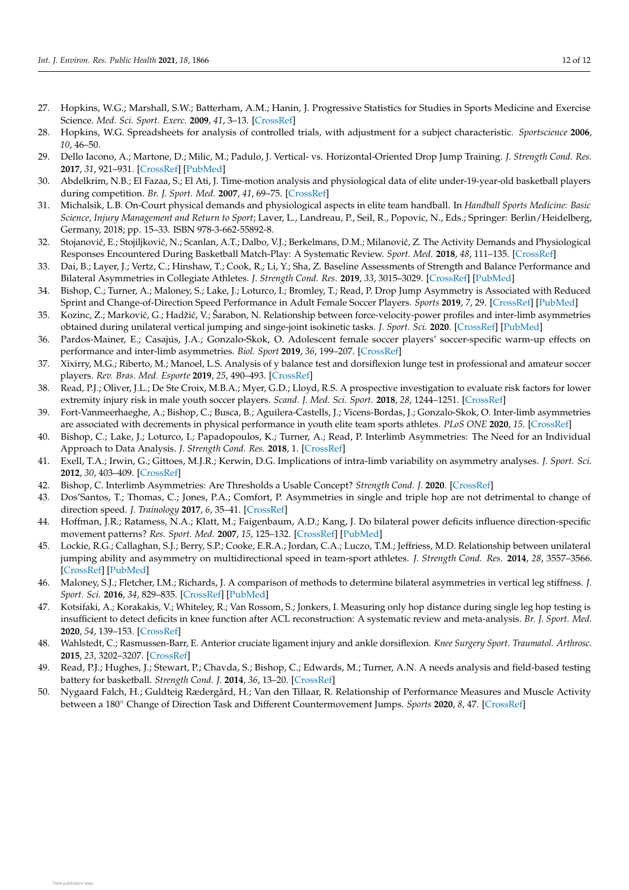27. Hopkins, W.G.; Marshall, S.W.; Batterham, A.M.; Hanin, J. Progressive Statistics for Studies in Sports Medicine and Exercise Science. *Med. Sci. Sport. Exerc.* **2009**, *41*, 3–13. [CrossRef]
28. Hopkins, W.G. Spreadsheets for analysis of controlled trials, with adjustment for a subject characteristic. *Sportscience* **2006**, *10*, 46–50.
29. Dello Iacono, A.; Martone, D.; Milic, M.; Padulo, J. Vertical- vs. Horizontal-Oriented Drop Jump Training. *J. Strength Cond. Res.* **2017**, *31*, 921–931. [CrossRef] [PubMed]
30. Abdelkrim, N.B.; El Fazaa, S.; El Ati, J. Time-motion analysis and physiological data of elite under-19-year-old basketball players during competition. *Br. J. Sport. Med.* **2007**, *41*, 69–75. [CrossRef]
31. Michalsik, L.B. On-Court physical demands and physiological aspects in elite team handball. In *Handball Sports Medicine: Basic Science, Injury Management and Return to Sport*; Laver, L., Landreau, P., Seil, R., Popovic, N., Eds.; Springer: Berlin/Heidelberg, Germany, 2018; pp. 15–33. ISBN 978-3-662-55892-8.
32. Stojanović, E.; Stojiljković, N.; Scanlan, A.T.; Dalbo, V.J.; Berkelmans, D.M.; Milanović, Z. The Activity Demands and Physiological Responses Encountered During Basketball Match-Play: A Systematic Review. *Sport. Med.* **2018**, *48*, 111–135. [CrossRef]
33. Dai, B.; Layer, J.; Vertz, C.; Hinshaw, T.; Cook, R.; Li, Y.; Sha, Z. Baseline Assessments of Strength and Balance Performance and Bilateral Asymmetries in Collegiate Athletes. *J. Strength Cond. Res.* **2019**, *33*, 3015–3029. [CrossRef] [PubMed]
34. Bishop, C.; Turner, A.; Maloney, S.; Lake, J.; Loturco, I.; Bromley, T.; Read, P. Drop Jump Asymmetry is Associated with Reduced Sprint and Change-of-Direction Speed Performance in Adult Female Soccer Players. *Sports* **2019**, *7*, 29. [CrossRef] [PubMed]
35. Kozinc, Z.; Marković, G.; Hadžić, V.; Šarabon, N. Relationship between force-velocity-power profiles and inter-limb asymmetries obtained during unilateral vertical jumping and singe-joint isokinetic tasks. *J. Sport. Sci.* **2020**. [CrossRef] [PubMed]
36. Pardos-Mainer, E.; Casajús, J.A.; Gonzalo-Skok, O. Adolescent female soccer players' soccer-specific warm-up effects on performance and inter-limb asymmetries. *Biol. Sport* **2019**, *36*, 199–207. [CrossRef]
37. Xixirry, M.G.; Riberto, M.; Manoel, L.S. Analysis of y balance test and dorsiflexion lunge test in professional and amateur soccer players. *Rev. Bras. Med. Esporte* **2019**, *25*, 490–493. [CrossRef]
38. Read, P.J.; Oliver, J.L.; De Ste Croix, M.B.A.; Myer, G.D.; Lloyd, R.S. A prospective investigation to evaluate risk factors for lower extremity injury risk in male youth soccer players. *Scand. J. Med. Sci. Sport.* **2018**, *28*, 1244–1251. [CrossRef]
39. Fort-Vanmeerhaeghe, A.; Bishop, C.; Busca, B.; Aguilera-Castells, J.; Vicens-Bordas, J.; Gonzalo-Skok, O. Inter-limb asymmetries are associated with decrements in physical performance in youth elite team sports athletes. *PLoS ONE* **2020**, *15*. [CrossRef]
40. Bishop, C.; Lake, J.; Loturco, I.; Papadopoulos, K.; Turner, A.; Read, P. Interlimb Asymmetries: The Need for an Individual Approach to Data Analysis. *J. Strength Cond. Res.* **2018**, 1. [CrossRef]
41. Exell, T.A.; Irwin, G.; Gittoes, M.J.R.; Kerwin, D.G. Implications of intra-limb variability on asymmetry analyses. *J. Sport. Sci.* **2012**, *30*, 403–409. [CrossRef]
42. Bishop, C. Interlimb Asymmetries: Are Thresholds a Usable Concept? *Strength Cond. J.* **2020**. [CrossRef]
43. Dos'Santos, T.; Thomas, C.; Jones, P.A.; Comfort, P. Asymmetries in single and triple hop are not detrimental to change of direction speed. *J. Trainology* **2017**, *6*, 35–41. [CrossRef]
44. Hoffman, J.R.; Ratamess, N.A.; Klatt, M.; Faigenbaum, A.D.; Kang, J. Do bilateral power deficits influence direction-specific movement patterns? *Res. Sport. Med.* **2007**, *15*, 125–132. [CrossRef] [PubMed]
45. Lockie, R.G.; Callaghan, S.J.; Berry, S.P.; Cooke, E.R.A.; Jordan, C.A.; Luczo, T.M.; Jeffriess, M.D. Relationship between unilateral jumping ability and asymmetry on multidirectional speed in team-sport athletes. *J. Strength Cond. Res.* **2014**, *28*, 3557–3566. [CrossRef] [PubMed]
46. Maloney, S.J.; Fletcher, I.M.; Richards, J. A comparison of methods to determine bilateral asymmetries in vertical leg stiffness. *J. Sport. Sci.* **2016**, *34*, 829–835. [CrossRef] [PubMed]
47. Kotsifaki, A.; Korakakis, V.; Whiteley, R.; Van Rossom, S.; Jonkers, I. Measuring only hop distance during single leg hop testing is insufficient to detect deficits in knee function after ACL reconstruction: A systematic review and meta-analysis. *Br. J. Sport. Med.* **2020**, *54*, 139–153. [CrossRef]
48. Wahlstedt, C.; Rasmussen-Barr, E. Anterior cruciate ligament injury and ankle dorsiflexion. *Knee Surgery Sport. Traumatol. Arthrosc.* **2015**, *23*, 3202–3207. [CrossRef]
49. Read, P.J.; Hughes, J.; Stewart, P.; Chavda, S.; Bishop, C.; Edwards, M.; Turner, A.N. A needs analysis and field-based testing battery for basketball. *Strength Cond. J.* **2014**, *36*, 13–20. [CrossRef]
50. Nygaard Falch, H.; Guldteig Rædergård, H.; Van den Tillaar, R. Relationship of Performance Measures and Muscle Activity between a 180° Change of Direction Task and Different Countermovement Jumps. *Sports* **2020**, *8*, 47. [CrossRef]